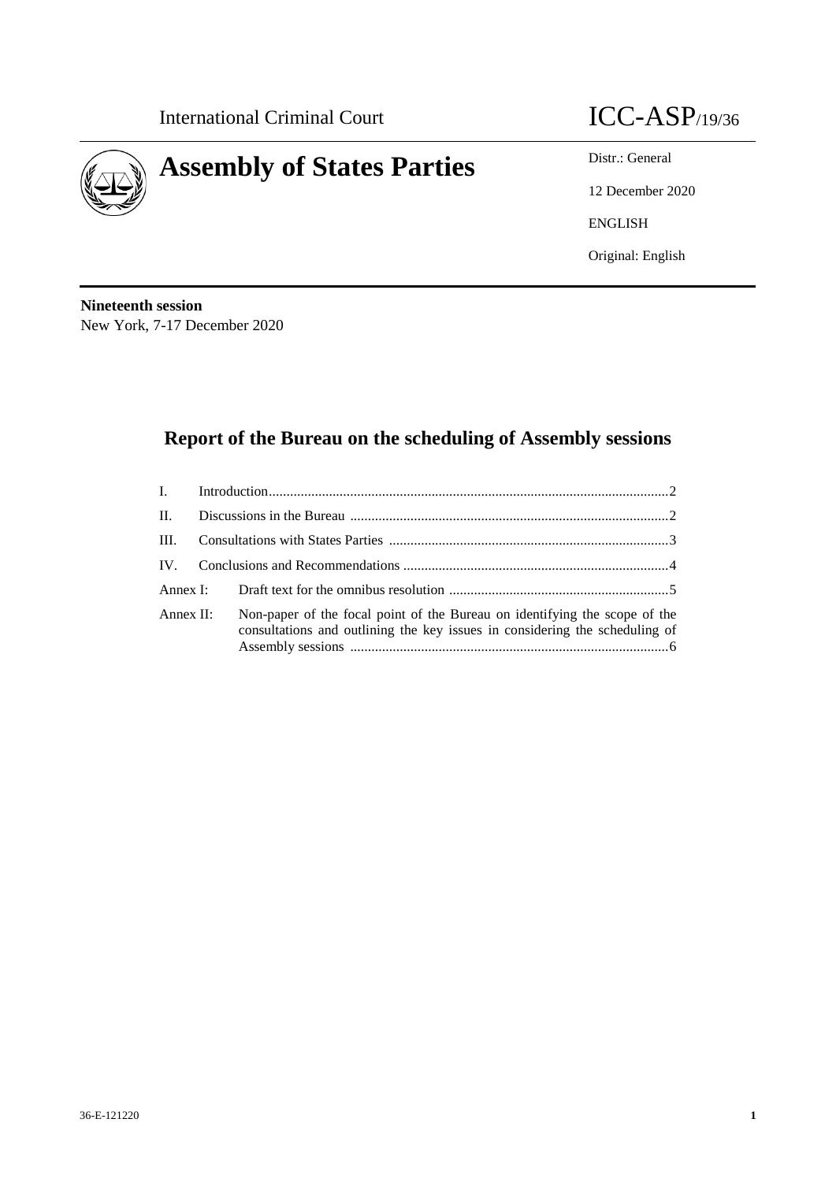International Criminal Court

# ICC-ASP/19/36

# Assembly of States Parties

Distr.: General

12 December 2020

ENGLISH

Original: English

**Nineteenth session**
New York, 7-17 December 2020

## Report of the Bureau on the scheduling of Assembly sessions

| | | |
|---|---|---|
| I. | Introduction | 2 |
| II. | Discussions in the Bureau | 2 |
| III. | Consultations with States Parties | 3 |
| IV. | Conclusions and Recommendations | 4 |
| Annex I: | Draft text for the omnibus resolution | 5 |
| Annex II: | Non-paper of the focal point of the Bureau on identifying the scope of the consultations and outlining the key issues in considering the scheduling of Assembly sessions | 6 |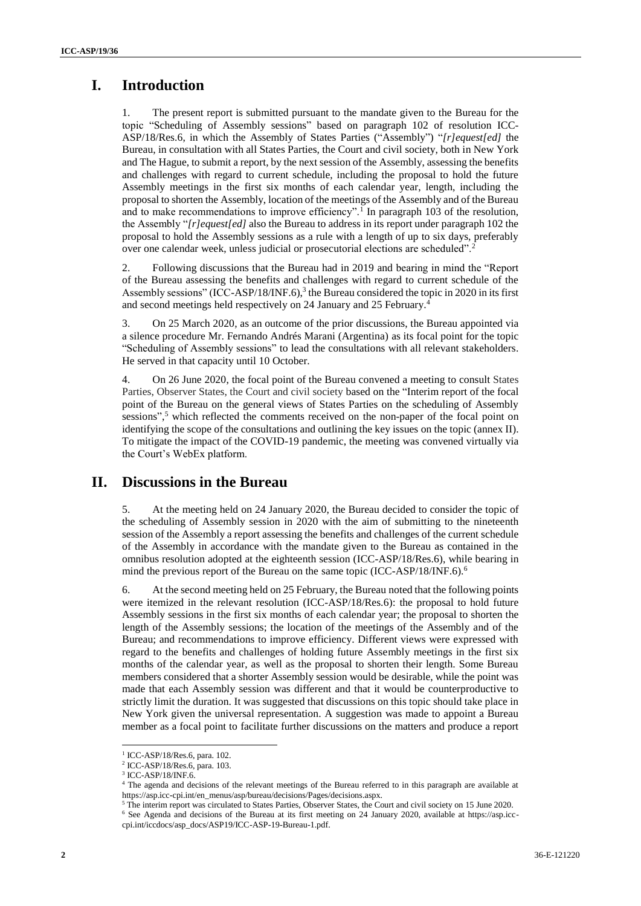# I. Introduction

1. The present report is submitted pursuant to the mandate given to the Bureau for the topic "Scheduling of Assembly sessions" based on paragraph 102 of resolution ICC-ASP/18/Res.6, in which the Assembly of States Parties ("Assembly") "*[r]equest[ed]* the Bureau, in consultation with all States Parties, the Court and civil society, both in New York and The Hague, to submit a report, by the next session of the Assembly, assessing the benefits and challenges with regard to current schedule, including the proposal to hold the future Assembly meetings in the first six months of each calendar year, length, including the proposal to shorten the Assembly, location of the meetings of the Assembly and of the Bureau and to make recommendations to improve efficiency".[1] In paragraph 103 of the resolution, the Assembly "*[r]equest[ed]* also the Bureau to address in its report under paragraph 102 the proposal to hold the Assembly sessions as a rule with a length of up to six days, preferably over one calendar week, unless judicial or prosecutorial elections are scheduled".[2]

2. Following discussions that the Bureau had in 2019 and bearing in mind the "Report of the Bureau assessing the benefits and challenges with regard to current schedule of the Assembly sessions" (ICC-ASP/18/INF.6),[3] the Bureau considered the topic in 2020 in its first and second meetings held respectively on 24 January and 25 February.[4]

3. On 25 March 2020, as an outcome of the prior discussions, the Bureau appointed via a silence procedure Mr. Fernando Andrés Marani (Argentina) as its focal point for the topic "Scheduling of Assembly sessions" to lead the consultations with all relevant stakeholders. He served in that capacity until 10 October.

4. On 26 June 2020, the focal point of the Bureau convened a meeting to consult States Parties, Observer States, the Court and civil society based on the "Interim report of the focal point of the Bureau on the general views of States Parties on the scheduling of Assembly sessions",[5] which reflected the comments received on the non-paper of the focal point on identifying the scope of the consultations and outlining the key issues on the topic (annex II). To mitigate the impact of the COVID-19 pandemic, the meeting was convened virtually via the Court's WebEx platform.

# II. Discussions in the Bureau

5. At the meeting held on 24 January 2020, the Bureau decided to consider the topic of the scheduling of Assembly session in 2020 with the aim of submitting to the nineteenth session of the Assembly a report assessing the benefits and challenges of the current schedule of the Assembly in accordance with the mandate given to the Bureau as contained in the omnibus resolution adopted at the eighteenth session (ICC-ASP/18/Res.6), while bearing in mind the previous report of the Bureau on the same topic (ICC-ASP/18/INF.6).[6]

6. At the second meeting held on 25 February, the Bureau noted that the following points were itemized in the relevant resolution (ICC-ASP/18/Res.6): the proposal to hold future Assembly sessions in the first six months of each calendar year; the proposal to shorten the length of the Assembly sessions; the location of the meetings of the Assembly and of the Bureau; and recommendations to improve efficiency. Different views were expressed with regard to the benefits and challenges of holding future Assembly meetings in the first six months of the calendar year, as well as the proposal to shorten their length. Some Bureau members considered that a shorter Assembly session would be desirable, while the point was made that each Assembly session was different and that it would be counterproductive to strictly limit the duration. It was suggested that discussions on this topic should take place in New York given the universal representation. A suggestion was made to appoint a Bureau member as a focal point to facilitate further discussions on the matters and produce a report

---

[1] ICC-ASP/18/Res.6, para. 102.

[2] ICC-ASP/18/Res.6, para. 103.

[3] ICC-ASP/18/INF.6.

[4] The agenda and decisions of the relevant meetings of the Bureau referred to in this paragraph are available at https://asp.icc-cpi.int/en_menus/asp/bureau/decisions/Pages/decisions.aspx.

[5] The interim report was circulated to States Parties, Observer States, the Court and civil society on 15 June 2020.

[6] See Agenda and decisions of the Bureau at its first meeting on 24 January 2020, available at https://asp.icc-cpi.int/iccdocs/asp_docs/ASP19/ICC-ASP-19-Bureau-1.pdf.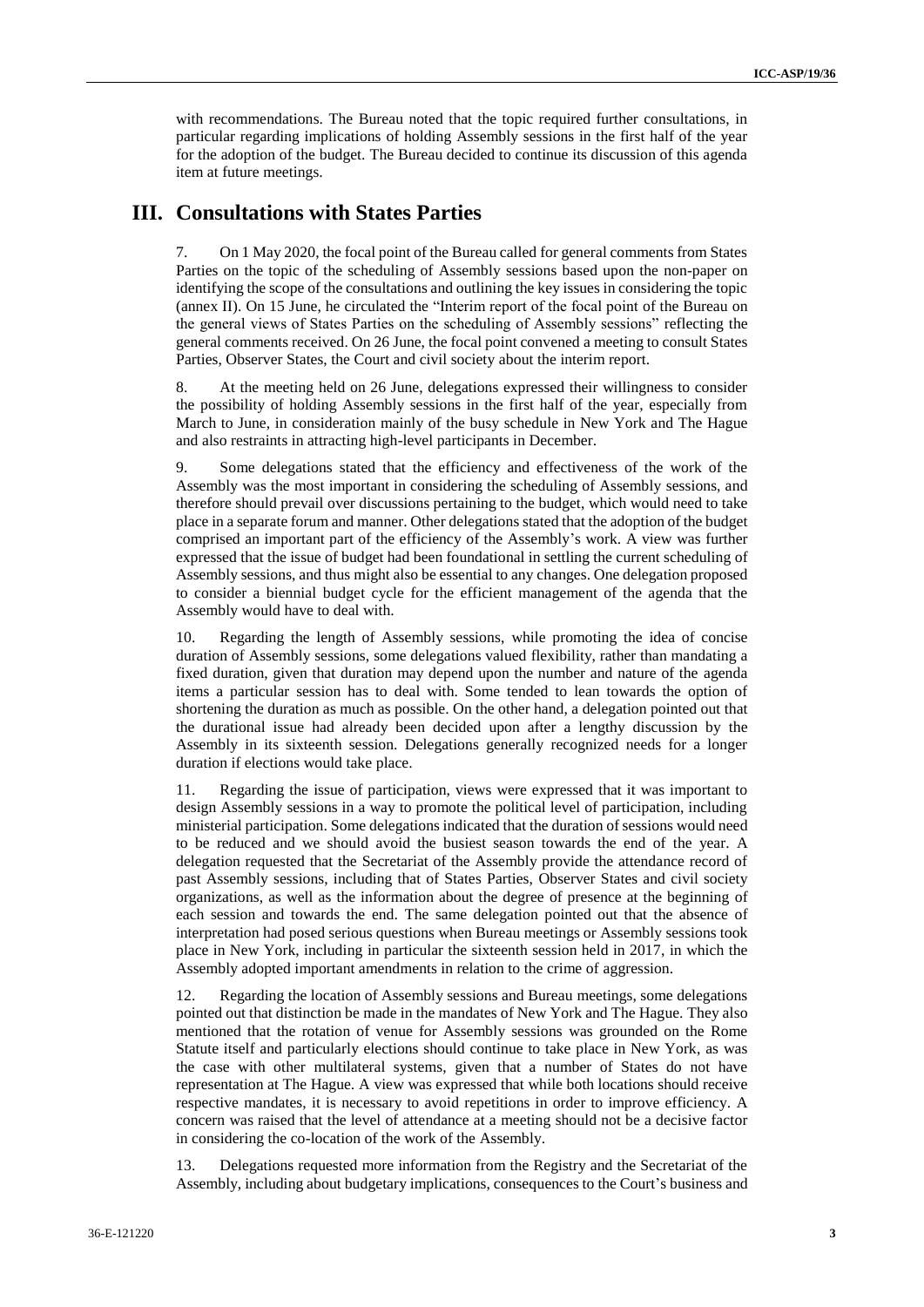with recommendations. The Bureau noted that the topic required further consultations, in particular regarding implications of holding Assembly sessions in the first half of the year for the adoption of the budget. The Bureau decided to continue its discussion of this agenda item at future meetings.

## III. Consultations with States Parties

7. On 1 May 2020, the focal point of the Bureau called for general comments from States Parties on the topic of the scheduling of Assembly sessions based upon the non-paper on identifying the scope of the consultations and outlining the key issues in considering the topic (annex II). On 15 June, he circulated the "Interim report of the focal point of the Bureau on the general views of States Parties on the scheduling of Assembly sessions" reflecting the general comments received. On 26 June, the focal point convened a meeting to consult States Parties, Observer States, the Court and civil society about the interim report.

8. At the meeting held on 26 June, delegations expressed their willingness to consider the possibility of holding Assembly sessions in the first half of the year, especially from March to June, in consideration mainly of the busy schedule in New York and The Hague and also restraints in attracting high-level participants in December.

9. Some delegations stated that the efficiency and effectiveness of the work of the Assembly was the most important in considering the scheduling of Assembly sessions, and therefore should prevail over discussions pertaining to the budget, which would need to take place in a separate forum and manner. Other delegations stated that the adoption of the budget comprised an important part of the efficiency of the Assembly's work. A view was further expressed that the issue of budget had been foundational in settling the current scheduling of Assembly sessions, and thus might also be essential to any changes. One delegation proposed to consider a biennial budget cycle for the efficient management of the agenda that the Assembly would have to deal with.

10. Regarding the length of Assembly sessions, while promoting the idea of concise duration of Assembly sessions, some delegations valued flexibility, rather than mandating a fixed duration, given that duration may depend upon the number and nature of the agenda items a particular session has to deal with. Some tended to lean towards the option of shortening the duration as much as possible. On the other hand, a delegation pointed out that the durational issue had already been decided upon after a lengthy discussion by the Assembly in its sixteenth session. Delegations generally recognized needs for a longer duration if elections would take place.

11. Regarding the issue of participation, views were expressed that it was important to design Assembly sessions in a way to promote the political level of participation, including ministerial participation. Some delegations indicated that the duration of sessions would need to be reduced and we should avoid the busiest season towards the end of the year. A delegation requested that the Secretariat of the Assembly provide the attendance record of past Assembly sessions, including that of States Parties, Observer States and civil society organizations, as well as the information about the degree of presence at the beginning of each session and towards the end. The same delegation pointed out that the absence of interpretation had posed serious questions when Bureau meetings or Assembly sessions took place in New York, including in particular the sixteenth session held in 2017, in which the Assembly adopted important amendments in relation to the crime of aggression.

12. Regarding the location of Assembly sessions and Bureau meetings, some delegations pointed out that distinction be made in the mandates of New York and The Hague. They also mentioned that the rotation of venue for Assembly sessions was grounded on the Rome Statute itself and particularly elections should continue to take place in New York, as was the case with other multilateral systems, given that a number of States do not have representation at The Hague. A view was expressed that while both locations should receive respective mandates, it is necessary to avoid repetitions in order to improve efficiency. A concern was raised that the level of attendance at a meeting should not be a decisive factor in considering the co-location of the work of the Assembly.

13. Delegations requested more information from the Registry and the Secretariat of the Assembly, including about budgetary implications, consequences to the Court's business and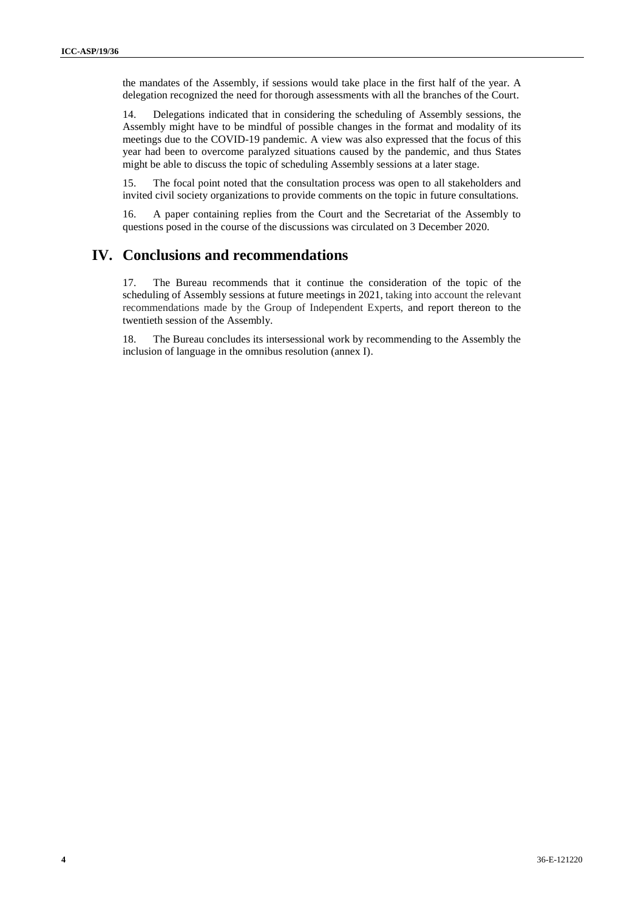the mandates of the Assembly, if sessions would take place in the first half of the year. A delegation recognized the need for thorough assessments with all the branches of the Court.

14. Delegations indicated that in considering the scheduling of Assembly sessions, the Assembly might have to be mindful of possible changes in the format and modality of its meetings due to the COVID-19 pandemic. A view was also expressed that the focus of this year had been to overcome paralyzed situations caused by the pandemic, and thus States might be able to discuss the topic of scheduling Assembly sessions at a later stage.

15. The focal point noted that the consultation process was open to all stakeholders and invited civil society organizations to provide comments on the topic in future consultations.

16. A paper containing replies from the Court and the Secretariat of the Assembly to questions posed in the course of the discussions was circulated on 3 December 2020.

# IV. Conclusions and recommendations

17. The Bureau recommends that it continue the consideration of the topic of the scheduling of Assembly sessions at future meetings in 2021, taking into account the relevant recommendations made by the Group of Independent Experts, and report thereon to the twentieth session of the Assembly.

18. The Bureau concludes its intersessional work by recommending to the Assembly the inclusion of language in the omnibus resolution (annex I).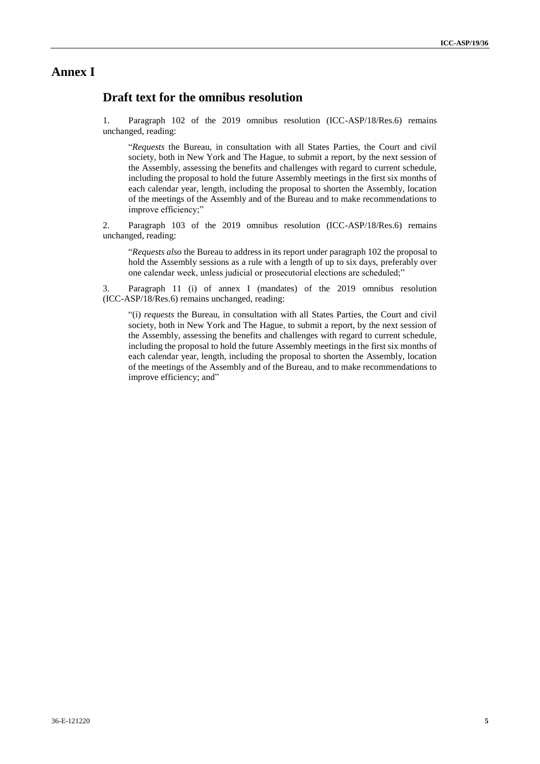# Annex I

## Draft text for the omnibus resolution

1. Paragraph 102 of the 2019 omnibus resolution (ICC-ASP/18/Res.6) remains unchanged, reading:

> "*Requests* the Bureau, in consultation with all States Parties, the Court and civil society, both in New York and The Hague, to submit a report, by the next session of the Assembly, assessing the benefits and challenges with regard to current schedule, including the proposal to hold the future Assembly meetings in the first six months of each calendar year, length, including the proposal to shorten the Assembly, location of the meetings of the Assembly and of the Bureau and to make recommendations to improve efficiency;"

2. Paragraph 103 of the 2019 omnibus resolution (ICC-ASP/18/Res.6) remains unchanged, reading:

> "*Requests also* the Bureau to address in its report under paragraph 102 the proposal to hold the Assembly sessions as a rule with a length of up to six days, preferably over one calendar week, unless judicial or prosecutorial elections are scheduled;"

3. Paragraph 11 (i) of annex I (mandates) of the 2019 omnibus resolution (ICC-ASP/18/Res.6) remains unchanged, reading:

> "(i) *requests* the Bureau, in consultation with all States Parties, the Court and civil society, both in New York and The Hague, to submit a report, by the next session of the Assembly, assessing the benefits and challenges with regard to current schedule, including the proposal to hold the future Assembly meetings in the first six months of each calendar year, length, including the proposal to shorten the Assembly, location of the meetings of the Assembly and of the Bureau, and to make recommendations to improve efficiency; and"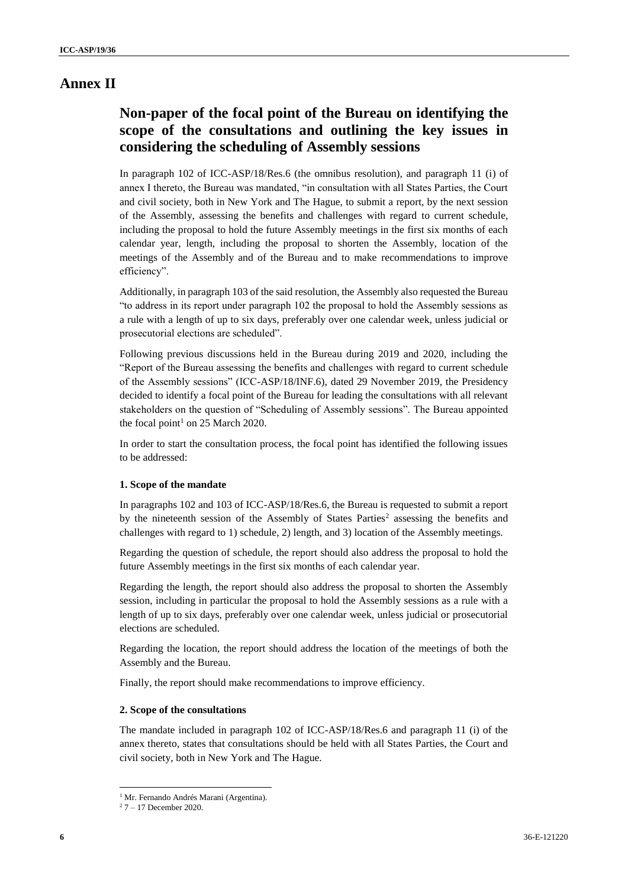# Annex II

## Non-paper of the focal point of the Bureau on identifying the scope of the consultations and outlining the key issues in considering the scheduling of Assembly sessions

In paragraph 102 of ICC-ASP/18/Res.6 (the omnibus resolution), and paragraph 11 (i) of annex I thereto, the Bureau was mandated, "in consultation with all States Parties, the Court and civil society, both in New York and The Hague, to submit a report, by the next session of the Assembly, assessing the benefits and challenges with regard to current schedule, including the proposal to hold the future Assembly meetings in the first six months of each calendar year, length, including the proposal to shorten the Assembly, location of the meetings of the Assembly and of the Bureau and to make recommendations to improve efficiency".

Additionally, in paragraph 103 of the said resolution, the Assembly also requested the Bureau "to address in its report under paragraph 102 the proposal to hold the Assembly sessions as a rule with a length of up to six days, preferably over one calendar week, unless judicial or prosecutorial elections are scheduled".

Following previous discussions held in the Bureau during 2019 and 2020, including the "Report of the Bureau assessing the benefits and challenges with regard to current schedule of the Assembly sessions" (ICC-ASP/18/INF.6), dated 29 November 2019, the Presidency decided to identify a focal point of the Bureau for leading the consultations with all relevant stakeholders on the question of "Scheduling of Assembly sessions". The Bureau appointed the focal point[1] on 25 March 2020.

In order to start the consultation process, the focal point has identified the following issues to be addressed:

#### 1. Scope of the mandate

In paragraphs 102 and 103 of ICC-ASP/18/Res.6, the Bureau is requested to submit a report by the nineteenth session of the Assembly of States Parties[2] assessing the benefits and challenges with regard to 1) schedule, 2) length, and 3) location of the Assembly meetings.

Regarding the question of schedule, the report should also address the proposal to hold the future Assembly meetings in the first six months of each calendar year.

Regarding the length, the report should also address the proposal to shorten the Assembly session, including in particular the proposal to hold the Assembly sessions as a rule with a length of up to six days, preferably over one calendar week, unless judicial or prosecutorial elections are scheduled.

Regarding the location, the report should address the location of the meetings of both the Assembly and the Bureau.

Finally, the report should make recommendations to improve efficiency.

#### 2. Scope of the consultations

The mandate included in paragraph 102 of ICC-ASP/18/Res.6 and paragraph 11 (i) of the annex thereto, states that consultations should be held with all States Parties, the Court and civil society, both in New York and The Hague.

---

[1] Mr. Fernando Andrés Marani (Argentina).

[2] 7 – 17 December 2020.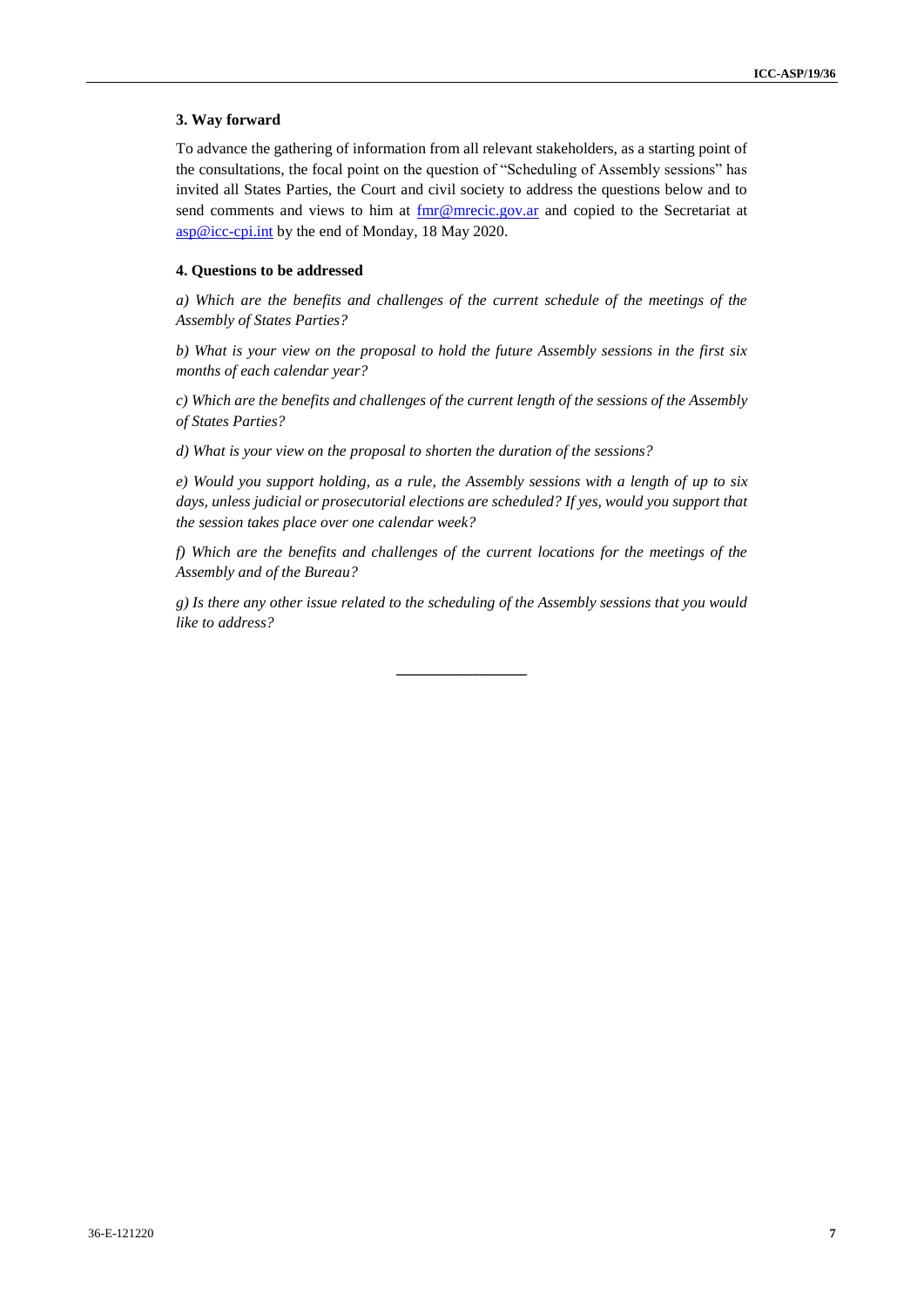### 3. Way forward

To advance the gathering of information from all relevant stakeholders, as a starting point of the consultations, the focal point on the question of "Scheduling of Assembly sessions" has invited all States Parties, the Court and civil society to address the questions below and to send comments and views to him at fmr@mrecic.gov.ar and copied to the Secretariat at asp@icc-cpi.int by the end of Monday, 18 May 2020.

### 4. Questions to be addressed

*a) Which are the benefits and challenges of the current schedule of the meetings of the Assembly of States Parties?*

*b) What is your view on the proposal to hold the future Assembly sessions in the first six months of each calendar year?*

*c) Which are the benefits and challenges of the current length of the sessions of the Assembly of States Parties?*

*d) What is your view on the proposal to shorten the duration of the sessions?*

*e) Would you support holding, as a rule, the Assembly sessions with a length of up to six days, unless judicial or prosecutorial elections are scheduled? If yes, would you support that the session takes place over one calendar week?*

*f) Which are the benefits and challenges of the current locations for the meetings of the Assembly and of the Bureau?*

*g) Is there any other issue related to the scheduling of the Assembly sessions that you would like to address?*

---